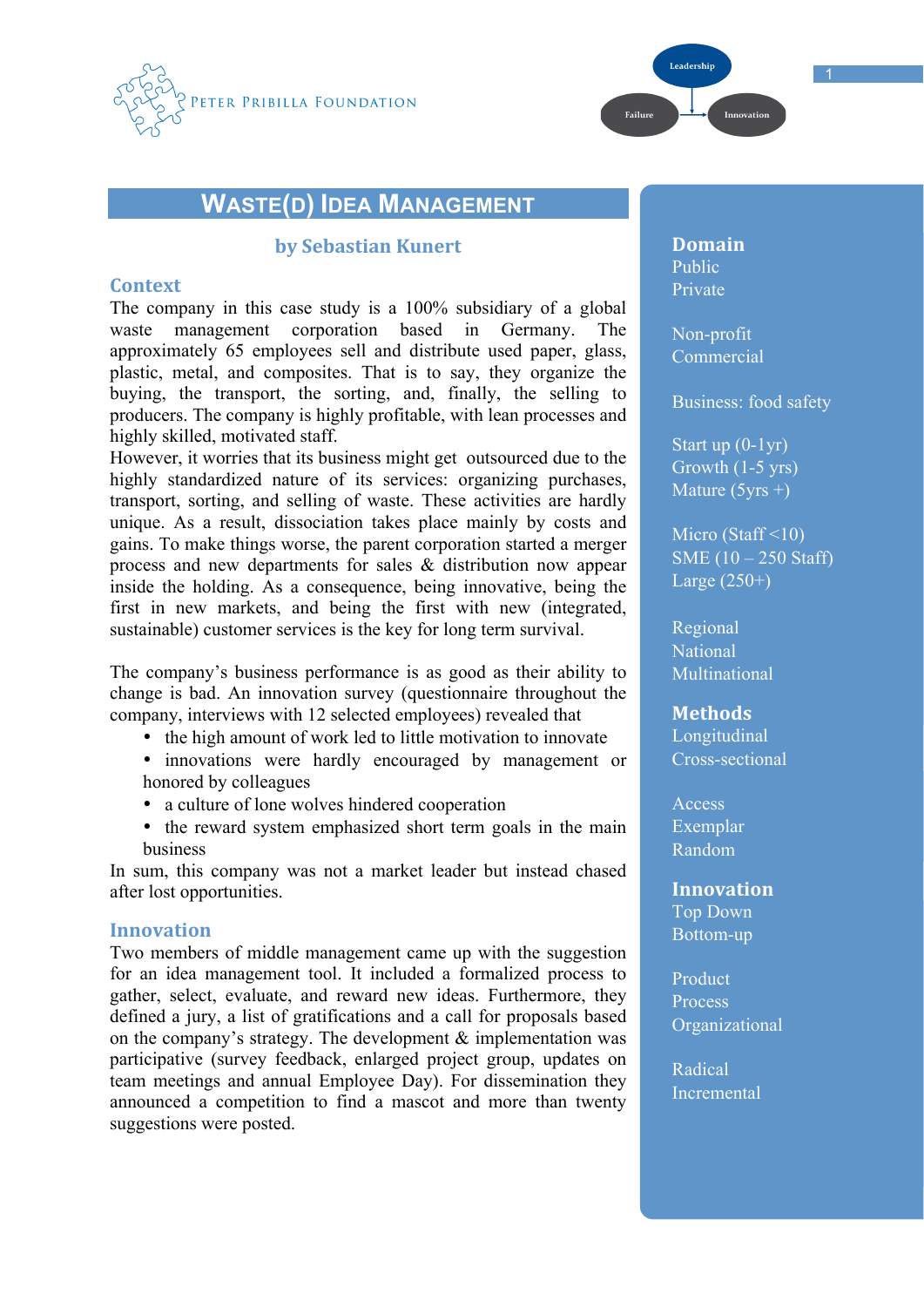# WASTE(D) IDEA MANAGEMENT

**by Sebastian Kunert**

## Context

The company in this case study is a 100% subsidiary of a global waste management corporation based in Germany. The approximately 65 employees sell and distribute used paper, glass, plastic, metal, and composites. That is to say, they organize the buying, the transport, the sorting, and, finally, the selling to producers. The company is highly profitable, with lean processes and highly skilled, motivated staff.

However, it worries that its business might get outsourced due to the highly standardized nature of its services: organizing purchases, transport, sorting, and selling of waste. These activities are hardly unique. As a result, dissociation takes place mainly by costs and gains. To make things worse, the parent corporation started a merger process and new departments for sales & distribution now appear inside the holding. As a consequence, being innovative, being the first in new markets, and being the first with new (integrated, sustainable) customer services is the key for long term survival.

The company's business performance is as good as their ability to change is bad. An innovation survey (questionnaire throughout the company, interviews with 12 selected employees) revealed that

- the high amount of work led to little motivation to innovate
- innovations were hardly encouraged by management or honored by colleagues
- a culture of lone wolves hindered cooperation
- the reward system emphasized short term goals in the main business

In sum, this company was not a market leader but instead chased after lost opportunities.

## Innovation

Two members of middle management came up with the suggestion for an idea management tool. It included a formalized process to gather, select, evaluate, and reward new ideas. Furthermore, they defined a jury, a list of gratifications and a call for proposals based on the company's strategy. The development & implementation was participative (survey feedback, enlarged project group, updates on team meetings and annual Employee Day). For dissemination they announced a competition to find a mascot and more than twenty suggestions were posted.

**Domain**
Public
Private

Non-profit
Commercial

Business: food safety

Start up (0-1yr)
Growth (1-5 yrs)
Mature (5yrs +)

Micro (Staff <10)
SME (10 – 250 Staff)
Large (250+)

Regional
National
Multinational

**Methods**
Longitudinal
Cross-sectional

Access
Exemplar
Random

**Innovation**
Top Down
Bottom-up

Product
Process
Organizational

Radical
Incremental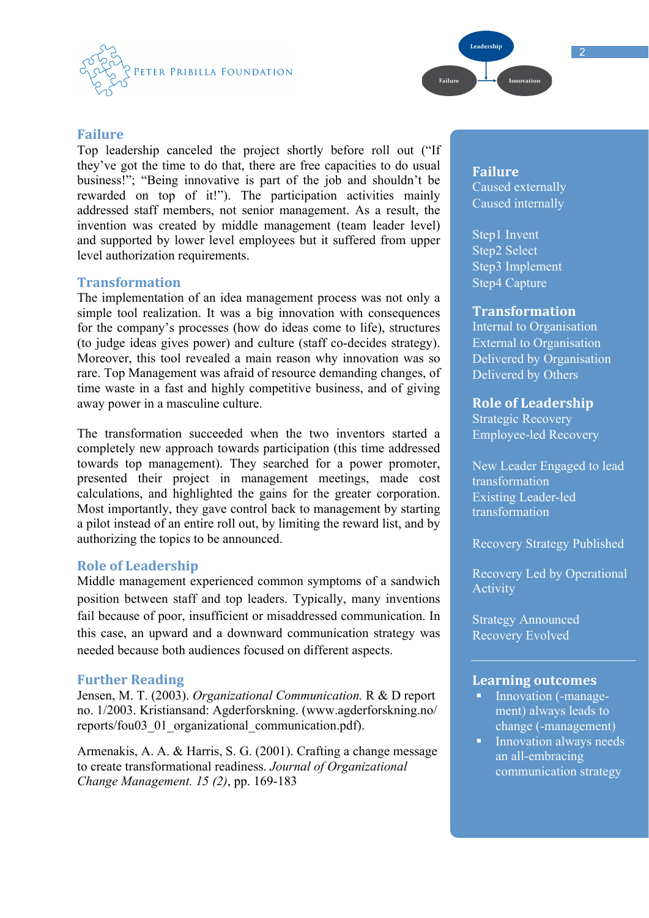## Failure

Top leadership canceled the project shortly before roll out ("If they've got the time to do that, there are free capacities to do usual business!"; "Being innovative is part of the job and shouldn't be rewarded on top of it!"). The participation activities mainly addressed staff members, not senior management. As a result, the invention was created by middle management (team leader level) and supported by lower level employees but it suffered from upper level authorization requirements.

## Transformation

The implementation of an idea management process was not only a simple tool realization. It was a big innovation with consequences for the company's processes (how do ideas come to life), structures (to judge ideas gives power) and culture (staff co-decides strategy). Moreover, this tool revealed a main reason why innovation was so rare. Top Management was afraid of resource demanding changes, of time waste in a fast and highly competitive business, and of giving away power in a masculine culture.

The transformation succeeded when the two inventors started a completely new approach towards participation (this time addressed towards top management). They searched for a power promoter, presented their project in management meetings, made cost calculations, and highlighted the gains for the greater corporation. Most importantly, they gave control back to management by starting a pilot instead of an entire roll out, by limiting the reward list, and by authorizing the topics to be announced.

## Role of Leadership

Middle management experienced common symptoms of a sandwich position between staff and top leaders. Typically, many inventions fail because of poor, insufficient or misaddressed communication. In this case, an upward and a downward communication strategy was needed because both audiences focused on different aspects.

## Further Reading

Jensen, M. T. (2003). *Organizational Communication.* R & D report no. 1/2003. Kristiansand: Agderforskning. (www.agderforskning.no/reports/fou03_01_organizational_communication.pdf).

Armenakis, A. A. & Harris, S. G. (2001). Crafting a change message to create transformational readiness. *Journal of Organizational Change Management. 15 (2)*, pp. 169-183

### Failure

Caused externally
Caused internally

Step1 Invent
Step2 Select
Step3 Implement
Step4 Capture

### Transformation

Internal to Organisation
External to Organisation
Delivered by Organisation
Delivered by Others

### Role of Leadership

Strategic Recovery
Employee-led Recovery

New Leader Engaged to lead transformation
Existing Leader-led transformation

Recovery Strategy Published

Recovery Led by Operational Activity

Strategy Announced
Recovery Evolved

### Learning outcomes

- Innovation (-management) always leads to change (-management)
- Innovation always needs an all-embracing communication strategy